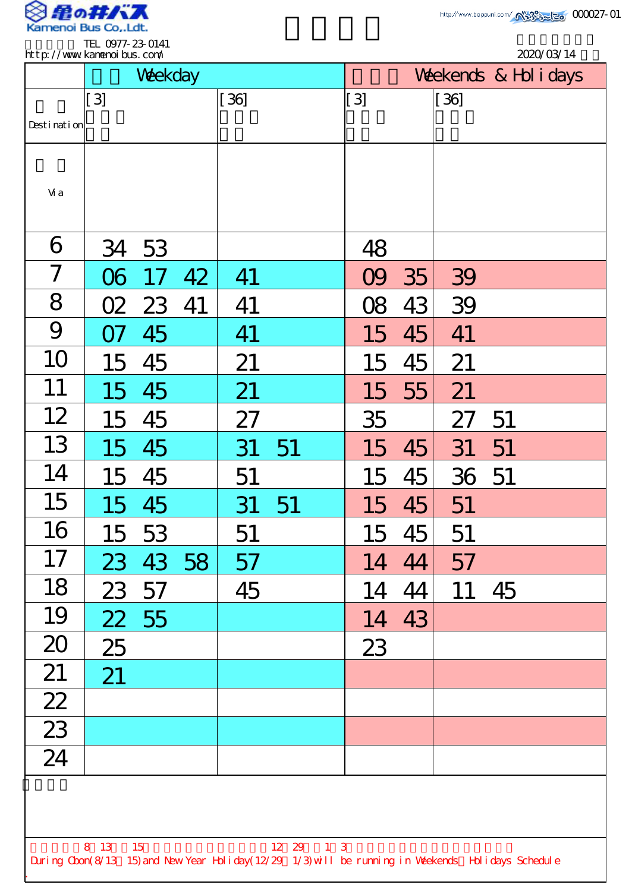亀の井バス
Kamenoi Bus Co.,Ldt.

TEL 0977-23-0141
http://www.kamenoibus.com/

http://www.beppunl.com/ 000027-01

2020/03/14

| | Weekday | | Weekends & Holidays | |
|---|---|---|---|---|
| Destination | [3] | [36] | [3] | [36] |
| Via | | | | |
| 6 | 34 53 | | 48 | |
| 7 | 06 17 42 | 41 | 09 35 | 39 |
| 8 | 02 23 41 | 41 | 08 43 | 39 |
| 9 | 07 45 | 41 | 15 45 | 41 |
| 10 | 15 45 | 21 | 15 45 | 21 |
| 11 | 15 45 | 21 | 15 55 | 21 |
| 12 | 15 45 | 27 | 35 | 27 51 |
| 13 | 15 45 | 31 51 | 15 45 | 31 51 |
| 14 | 15 45 | 51 | 15 45 | 36 51 |
| 15 | 15 45 | 31 51 | 15 45 | 51 |
| 16 | 15 53 | 51 | 15 45 | 51 |
| 17 | 23 43 58 | 57 | 14 44 | 57 |
| 18 | 23 57 | 45 | 14 44 | 11 45 |
| 19 | 22 55 | | 14 43 | |
| 20 | 25 | | 23 | |
| 21 | 21 | | | |
| 22 | | | | |
| 23 | | | | |
| 24 | | | | |

8 13 15 12 29 1 3

During Obon(8/13～15) and New Year Holiday(12/29～1/3) will be running in Weekends・Holidays Schedule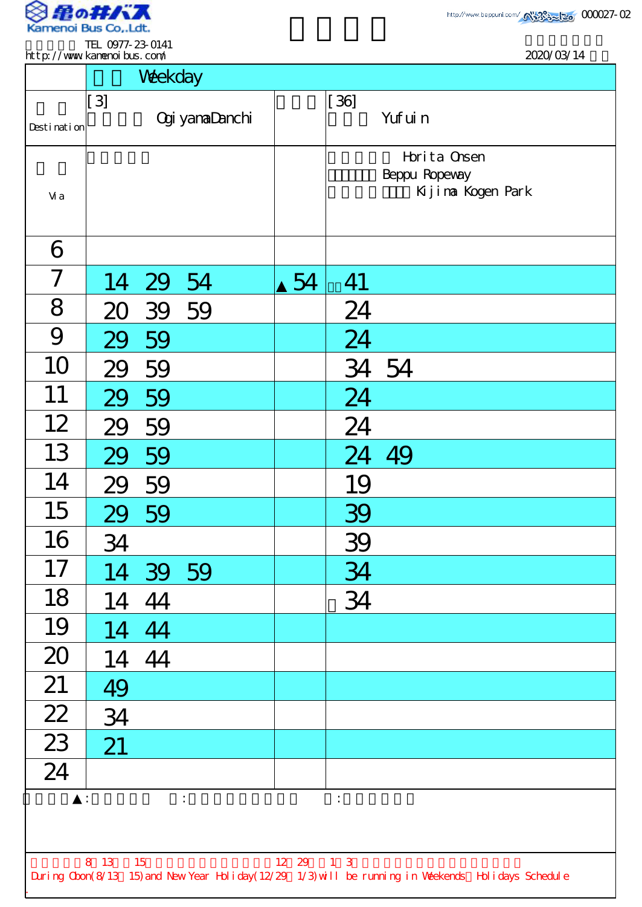Kamenoi Bus Co.,Ltd.

TEL 0977-23-0141
http://www.kamenoibus.com/

# 

000027-02

2020/03/14

| | Weekday | | |
|---|---|---|---|
| Destination | [3] Ogiyama Danchi | | [36] Yufuin |
| Via | | | Horita Onsen / Beppu Ropeway / Kijima Kogen Park |
| 6 | | | |
| 7 | 14 29 54 | ▲54 | 41 |
| 8 | 20 39 59 | | 24 |
| 9 | 29 59 | | 24 |
| 10 | 29 59 | | 34 54 |
| 11 | 29 59 | | 24 |
| 12 | 29 59 | | 24 |
| 13 | 29 59 | | 24 49 |
| 14 | 29 59 | | 19 |
| 15 | 29 59 | | 39 |
| 16 | 34 | | 39 |
| 17 | 14 39 59 | | 34 |
| 18 | 14 44 | | 34 |
| 19 | 14 44 | | |
| 20 | 14 44 | | |
| 21 | 49 | | |
| 22 | 34 | | |
| 23 | 21 | | |
| 24 | | | |

▲:

8 13 15 12 29 1 3
During Obon(8/13 15) and New Year Holiday(12/29 1/3) will be running in Weekends Holidays Schedule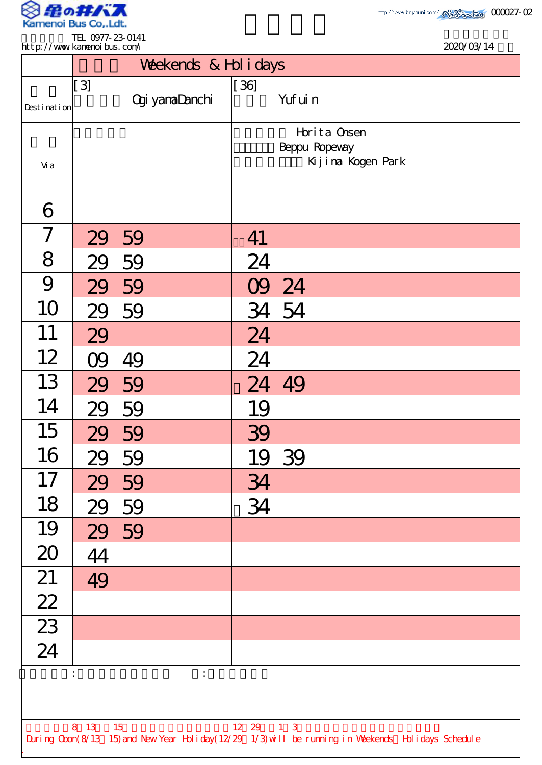Kamenoi Bus Co.,Ldt.

TEL 0977-23-0141
http://www.kamenoibus.com/

000027-02

2020/03/14

| | Weekends & Holidays | |
|---|---|---|
| Destination | [3] OgiyamaDanchi | [36] Yufuin |
| Via | | Horita Onsen<br>Beppu Ropeway<br>Kijima Kogen Park |
| 6 | | |
| 7 | 29 59 | 41 |
| 8 | 29 59 | 24 |
| 9 | 29 59 | 09 24 |
| 10 | 29 59 | 34 54 |
| 11 | 29 | 24 |
| 12 | 09 49 | 24 |
| 13 | 29 59 | 24 49 |
| 14 | 29 59 | 19 |
| 15 | 29 59 | 39 |
| 16 | 29 59 | 19 39 |
| 17 | 29 59 | 34 |
| 18 | 29 59 | 34 |
| 19 | 29 59 | |
| 20 | 44 | |
| 21 | 49 | |
| 22 | | |
| 23 | | |
| 24 | | |

8 13 15 12 29 1 3

During Obon(8/13 15) and New Year Holiday(12/29 1/3) will be running in Weekends Holidays Schedule